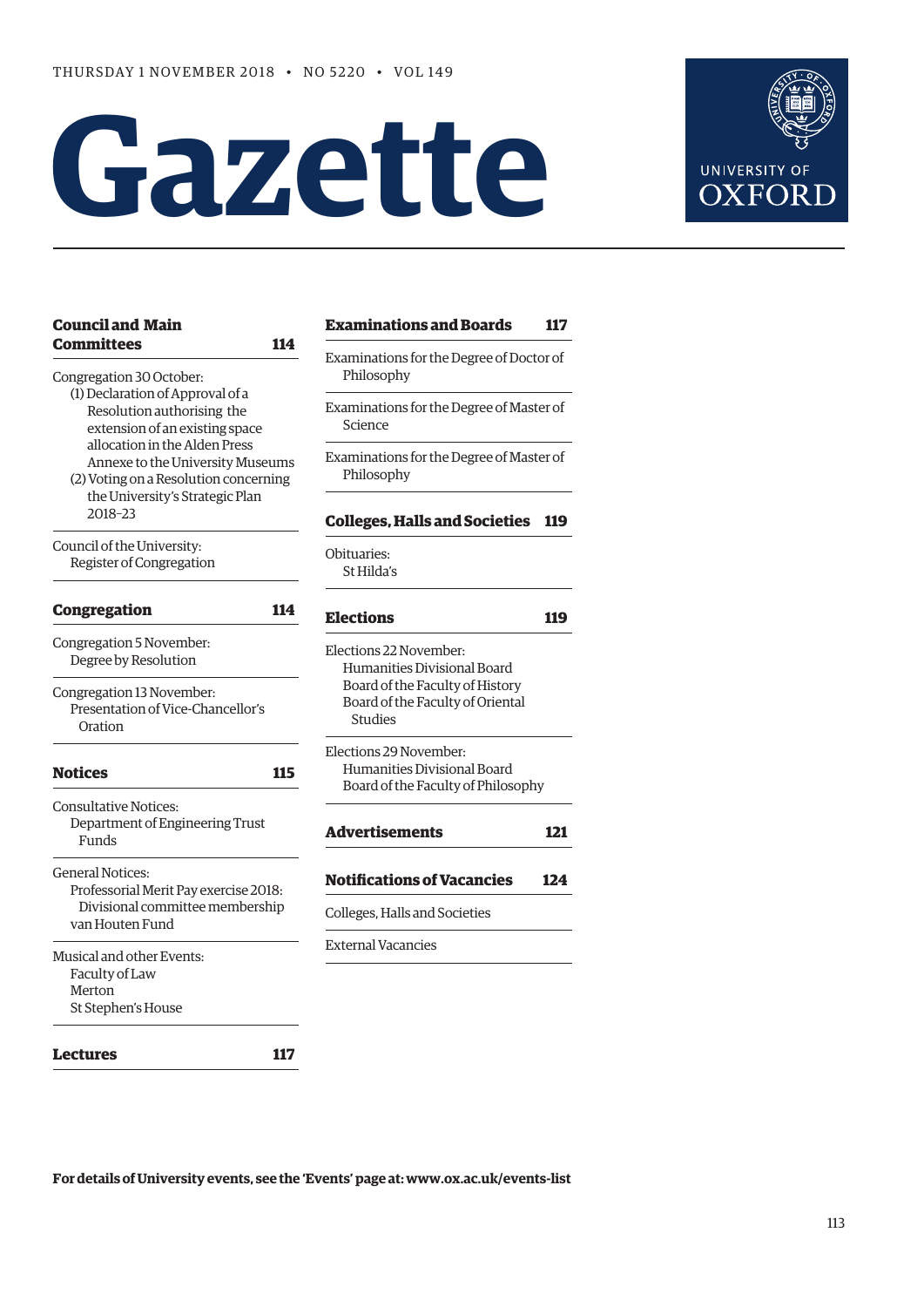THURSDAY 1 NOVEMBER 2018 • NO 5220 • VOL 149

# Gazette

UNIVERSITY OF OXFORD

**Council and Main Committees** 114

Congregation 30 October:
- (1) Declaration of Approval of a Resolution authorising the extension of an existing space allocation in the Alden Press Annexe to the University Museums
- (2) Voting on a Resolution concerning the University's Strategic Plan 2018–23

Council of the University:
- Register of Congregation

**Congregation** 114

Congregation 5 November:
- Degree by Resolution

Congregation 13 November:
- Presentation of Vice-Chancellor's Oration

**Notices** 115

Consultative Notices:
- Department of Engineering Trust Funds

General Notices:
- Professorial Merit Pay exercise 2018: Divisional committee membership
- van Houten Fund

Musical and other Events:
- Faculty of Law
- Merton
- St Stephen's House

**Lectures** 117

**Examinations and Boards** 117

Examinations for the Degree of Doctor of Philosophy

Examinations for the Degree of Master of Science

Examinations for the Degree of Master of Philosophy

**Colleges, Halls and Societies** 119

Obituaries:
- St Hilda's

**Elections** 119

Elections 22 November:
- Humanities Divisional Board
- Board of the Faculty of History
- Board of the Faculty of Oriental Studies

Elections 29 November:
- Humanities Divisional Board
- Board of the Faculty of Philosophy

**Advertisements** 121

**Notifications of Vacancies** 124

Colleges, Halls and Societies

External Vacancies

**For details of University events, see the 'Events' page at: www.ox.ac.uk/events-list**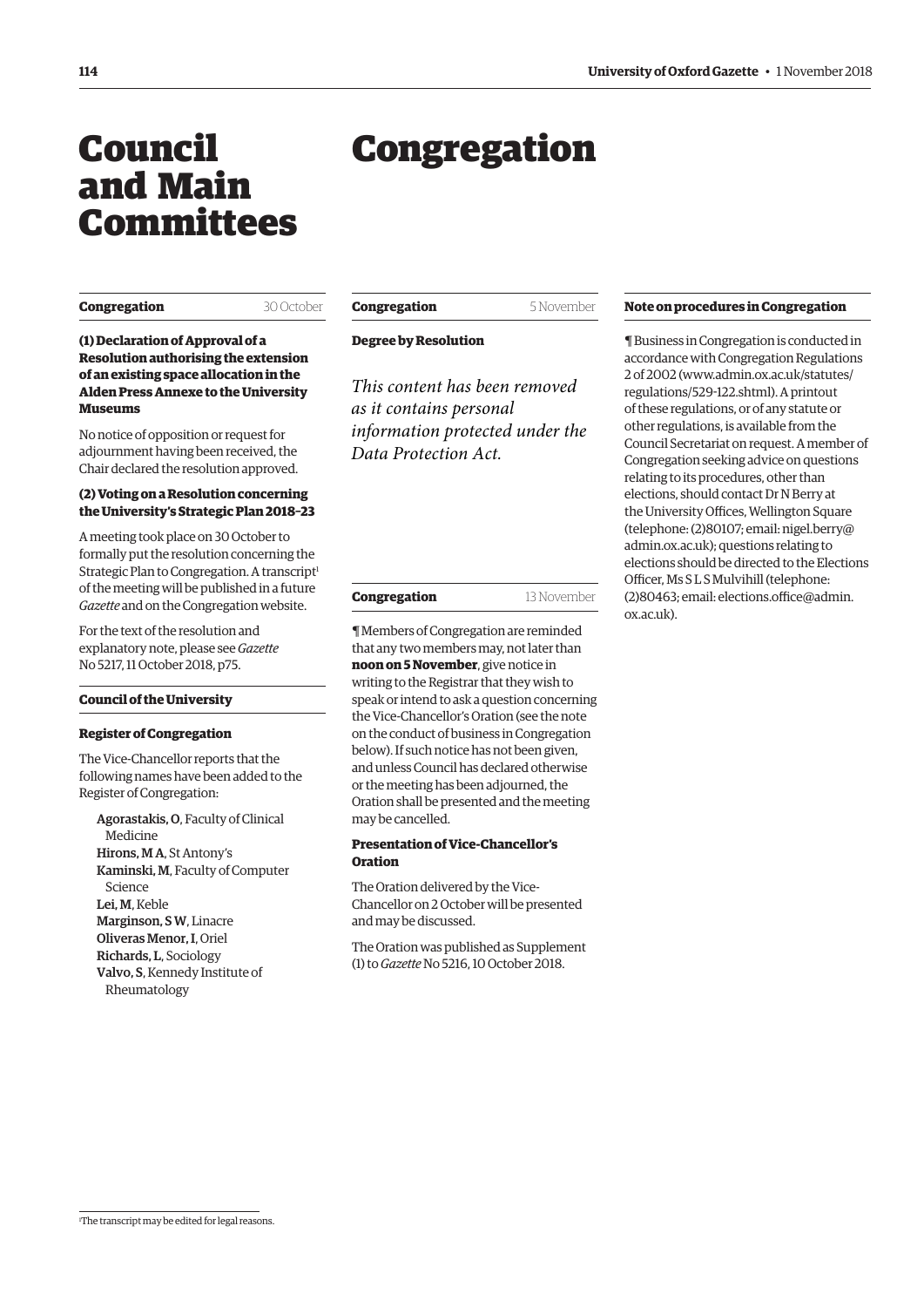# Council and Main Committees

# Congregation

## Congregation 30 October

### (1) Declaration of Approval of a Resolution authorising the extension of an existing space allocation in the Alden Press Annexe to the University Museums

No notice of opposition or request for adjournment having been received, the Chair declared the resolution approved.

### (2) Voting on a Resolution concerning the University's Strategic Plan 2018–23

A meeting took place on 30 October to formally put the resolution concerning the Strategic Plan to Congregation. A transcript[1] of the meeting will be published in a future *Gazette* and on the Congregation website.

For the text of the resolution and explanatory note, please see *Gazette* No 5217, 11 October 2018, p75.

## Council of the University

### Register of Congregation

The Vice-Chancellor reports that the following names have been added to the Register of Congregation:

- **Agorastakis, O**, Faculty of Clinical Medicine
- **Hirons, M A**, St Antony's
- **Kaminski, M**, Faculty of Computer Science
- **Lei, M**, Keble
- **Marginson, S W**, Linacre
- **Oliveras Menor, I**, Oriel
- **Richards, L**, Sociology
- **Valvo, S**, Kennedy Institute of Rheumatology

## Congregation 5 November

### Degree by Resolution

*This content has been removed as it contains personal information protected under the Data Protection Act.*

## Congregation 13 November

¶ Members of Congregation are reminded that any two members may, not later than **noon on 5 November**, give notice in writing to the Registrar that they wish to speak or intend to ask a question concerning the Vice-Chancellor's Oration (see the note on the conduct of business in Congregation below). If such notice has not been given, and unless Council has declared otherwise or the meeting has been adjourned, the Oration shall be presented and the meeting may be cancelled.

### Presentation of Vice-Chancellor's Oration

The Oration delivered by the Vice-Chancellor on 2 October will be presented and may be discussed.

The Oration was published as Supplement (1) to *Gazette* No 5216, 10 October 2018.

## Note on procedures in Congregation

¶ Business in Congregation is conducted in accordance with Congregation Regulations 2 of 2002 (www.admin.ox.ac.uk/statutes/regulations/529-122.shtml). A printout of these regulations, or of any statute or other regulations, is available from the Council Secretariat on request. A member of Congregation seeking advice on questions relating to its procedures, other than elections, should contact Dr N Berry at the University Offices, Wellington Square (telephone: (2)80107; email: nigel.berry@admin.ox.ac.uk); questions relating to elections should be directed to the Elections Officer, Ms S L S Mulvihill (telephone: (2)80463; email: elections.office@admin.ox.ac.uk).

---

[1] The transcript may be edited for legal reasons.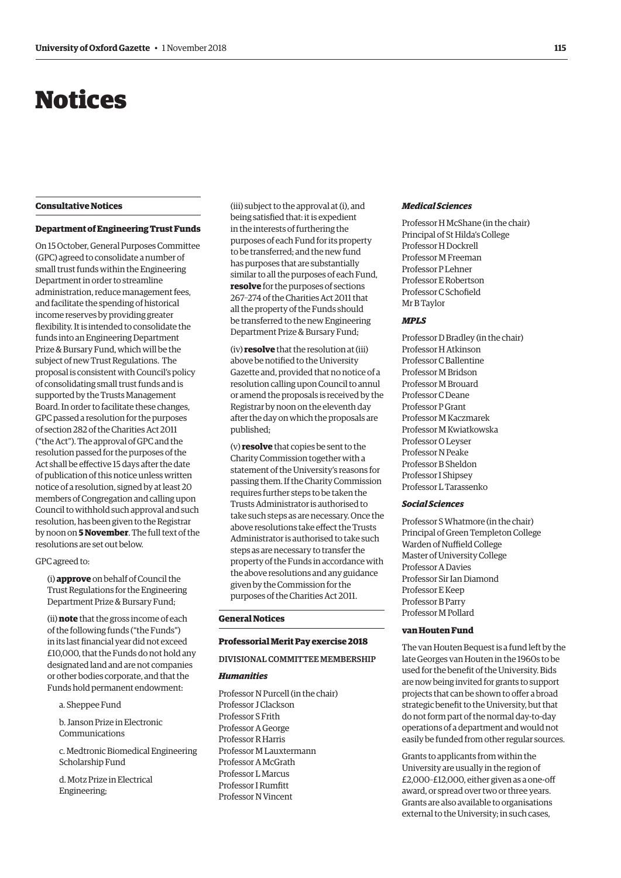# Notices

## Consultative Notices

### Department of Engineering Trust Funds

On 15 October, General Purposes Committee (GPC) agreed to consolidate a number of small trust funds within the Engineering Department in order to streamline administration, reduce management fees, and facilitate the spending of historical income reserves by providing greater flexibility. It is intended to consolidate the funds into an Engineering Department Prize & Bursary Fund, which will be the subject of new Trust Regulations. The proposal is consistent with Council's policy of consolidating small trust funds and is supported by the Trusts Management Board. In order to facilitate these changes, GPC passed a resolution for the purposes of section 282 of the Charities Act 2011 ("the Act"). The approval of GPC and the resolution passed for the purposes of the Act shall be effective 15 days after the date of publication of this notice unless written notice of a resolution, signed by at least 20 members of Congregation and calling upon Council to withhold such approval and such resolution, has been given to the Registrar by noon on **5 November**. The full text of the resolutions are set out below.

GPC agreed to:

(i) **approve** on behalf of Council the Trust Regulations for the Engineering Department Prize & Bursary Fund;

(ii) **note** that the gross income of each of the following funds ("the Funds") in its last financial year did not exceed £10,000, that the Funds do not hold any designated land and are not companies or other bodies corporate, and that the Funds hold permanent endowment:

a. Sheppee Fund

b. Janson Prize in Electronic Communications

c. Medtronic Biomedical Engineering Scholarship Fund

d. Motz Prize in Electrical Engineering;

(iii) subject to the approval at (i), and being satisfied that: it is expedient in the interests of furthering the purposes of each Fund for its property to be transferred; and the new fund has purposes that are substantially similar to all the purposes of each Fund, **resolve** for the purposes of sections 267–274 of the Charities Act 2011 that all the property of the Funds should be transferred to the new Engineering Department Prize & Bursary Fund;

(iv) **resolve** that the resolution at (iii) above be notified to the University Gazette and, provided that no notice of a resolution calling upon Council to annul or amend the proposals is received by the Registrar by noon on the eleventh day after the day on which the proposals are published;

(v) **resolve** that copies be sent to the Charity Commission together with a statement of the University's reasons for passing them. If the Charity Commission requires further steps to be taken the Trusts Administrator is authorised to take such steps as are necessary. Once the above resolutions take effect the Trusts Administrator is authorised to take such steps as are necessary to transfer the property of the Funds in accordance with the above resolutions and any guidance given by the Commission for the purposes of the Charities Act 2011.

## General Notices

### Professorial Merit Pay exercise 2018

DIVISIONAL COMMITTEE MEMBERSHIP

#### *Humanities*

Professor N Purcell (in the chair)
Professor J Clackson
Professor S Frith
Professor A George
Professor R Harris
Professor M Lauxtermann
Professor A McGrath
Professor L Marcus
Professor I Rumfitt
Professor N Vincent

#### *Medical Sciences*

Professor H McShane (in the chair)
Principal of St Hilda's College
Professor H Dockrell
Professor M Freeman
Professor P Lehner
Professor E Robertson
Professor C Schofield
Mr B Taylor

#### *MPLS*

Professor D Bradley (in the chair)
Professor H Atkinson
Professor C Ballentine
Professor M Bridson
Professor M Brouard
Professor C Deane
Professor P Grant
Professor M Kaczmarek
Professor M Kwiatkowska
Professor O Leyser
Professor N Peake
Professor B Sheldon
Professor I Shipsey
Professor L Tarassenko

#### *Social Sciences*

Professor S Whatmore (in the chair)
Principal of Green Templeton College
Warden of Nuffield College
Master of University College
Professor A Davies
Professor Sir Ian Diamond
Professor E Keep
Professor B Parry
Professor M Pollard

### van Houten Fund

The van Houten Bequest is a fund left by the late Georges van Houten in the 1960s to be used for the benefit of the University. Bids are now being invited for grants to support projects that can be shown to offer a broad strategic benefit to the University, but that do not form part of the normal day-to-day operations of a department and would not easily be funded from other regular sources.

Grants to applicants from within the University are usually in the region of £2,000–£12,000, either given as a one-off award, or spread over two or three years. Grants are also available to organisations external to the University; in such cases,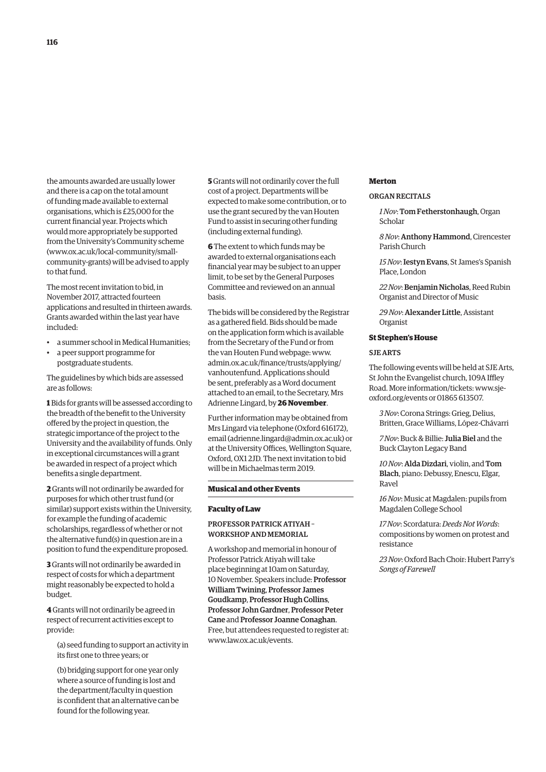the amounts awarded are usually lower and there is a cap on the total amount of funding made available to external organisations, which is £25,000 for the current financial year. Projects which would more appropriately be supported from the University's Community scheme (www.ox.ac.uk/local-community/small-community-grants) will be advised to apply to that fund.

The most recent invitation to bid, in November 2017, attracted fourteen applications and resulted in thirteen awards. Grants awarded within the last year have included:

- a summer school in Medical Humanities;
- a peer support programme for postgraduate students.

The guidelines by which bids are assessed are as follows:

**1** Bids for grants will be assessed according to the breadth of the benefit to the University offered by the project in question, the strategic importance of the project to the University and the availability of funds. Only in exceptional circumstances will a grant be awarded in respect of a project which benefits a single department.

**2** Grants will not ordinarily be awarded for purposes for which other trust fund (or similar) support exists within the University, for example the funding of academic scholarships, regardless of whether or not the alternative fund(s) in question are in a position to fund the expenditure proposed.

**3** Grants will not ordinarily be awarded in respect of costs for which a department might reasonably be expected to hold a budget.

**4** Grants will not ordinarily be agreed in respect of recurrent activities except to provide:

(a) seed funding to support an activity in its first one to three years; or

(b) bridging support for one year only where a source of funding is lost and the department/faculty in question is confident that an alternative can be found for the following year.

**5** Grants will not ordinarily cover the full cost of a project. Departments will be expected to make some contribution, or to use the grant secured by the van Houten Fund to assist in securing other funding (including external funding).

**6** The extent to which funds may be awarded to external organisations each financial year may be subject to an upper limit, to be set by the General Purposes Committee and reviewed on an annual basis.

The bids will be considered by the Registrar as a gathered field. Bids should be made on the application form which is available from the Secretary of the Fund or from the van Houten Fund webpage: www.admin.ox.ac.uk/finance/trusts/applying/vanhoutenfund. Applications should be sent, preferably as a Word document attached to an email, to the Secretary, Mrs Adrienne Lingard, by **26 November**.

Further information may be obtained from Mrs Lingard via telephone (Oxford 616172), email (adrienne.lingard@admin.ox.ac.uk) or at the University Offices, Wellington Square, Oxford, OX1 2JD. The next invitation to bid will be in Michaelmas term 2019.

## Musical and other Events

### Faculty of Law

#### PROFESSOR PATRICK ATIYAH – WORKSHOP AND MEMORIAL

A workshop and memorial in honour of Professor Patrick Atiyah will take place beginning at 10am on Saturday, 10 November. Speakers include: **Professor William Twining**, **Professor James Goudkamp**, **Professor Hugh Collins**, **Professor John Gardner**, **Professor Peter Cane** and **Professor Joanne Conaghan**. Free, but attendees requested to register at: www.law.ox.ac.uk/events.

### Merton

#### ORGAN RECITALS

*1 Nov*: **Tom Fetherstonhaugh**, Organ Scholar

*8 Nov*: **Anthony Hammond**, Cirencester Parish Church

*15 Nov*: **Iestyn Evans**, St James's Spanish Place, London

*22 Nov*: **Benjamin Nicholas**, Reed Rubin Organist and Director of Music

*29 Nov*: **Alexander Little**, Assistant Organist

### St Stephen's House

#### SJE ARTS

The following events will be held at SJE Arts, St John the Evangelist church, 109A Iffley Road. More information/tickets: www.sje-oxford.org/events or 01865 613507.

*3 Nov*: Corona Strings: Grieg, Delius, Britten, Grace Williams, López-Chávarri

*7 Nov*: Buck & Billie: **Julia Biel** and the Buck Clayton Legacy Band

*10 Nov*: **Alda Dizdari**, violin, and **Tom Blach**, piano: Debussy, Enescu, Elgar, Ravel

*16 Nov*: Music at Magdalen: pupils from Magdalen College School

*17 Nov*: Scordatura: *Deeds Not Words*: compositions by women on protest and resistance

*23 Nov*: Oxford Bach Choir: Hubert Parry's *Songs of Farewell*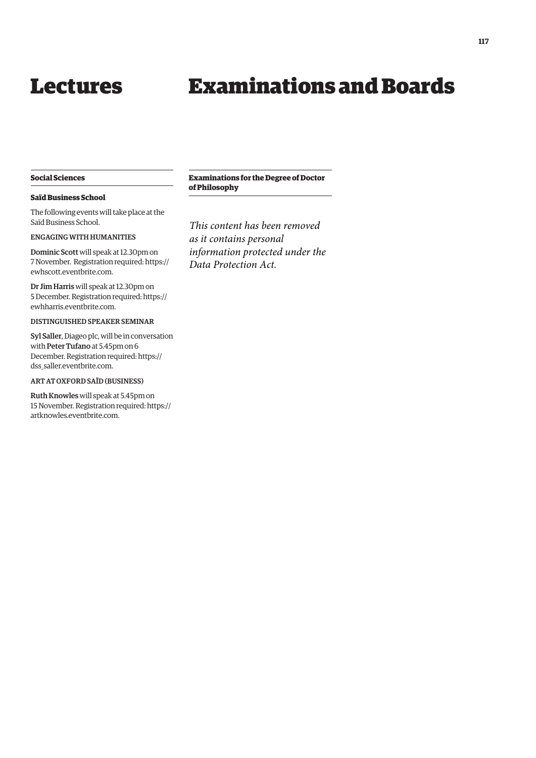# Lectures

## Social Sciences

### Saïd Business School

The following events will take place at the Saïd Business School.

ENGAGING WITH HUMANITIES

**Dominic Scott** will speak at 12.30pm on 7 November. Registration required: https://ewhscott.eventbrite.com.

**Dr Jim Harris** will speak at 12.30pm on 5 December. Registration required: https://ewhharris.eventbrite.com.

DISTINGUISHED SPEAKER SEMINAR

**Syl Saller**, Diageo plc, will be in conversation with **Peter Tufano** at 5.45pm on 6 December. Registration required: https://dss_saller.eventbrite.com.

ART AT OXFORD SAÏD (BUSINESS)

**Ruth Knowles** will speak at 5.45pm on 15 November. Registration required: https://artknowles.eventbrite.com.

# Examinations and Boards

## Examinations for the Degree of Doctor of Philosophy

*This content has been removed as it contains personal information protected under the Data Protection Act.*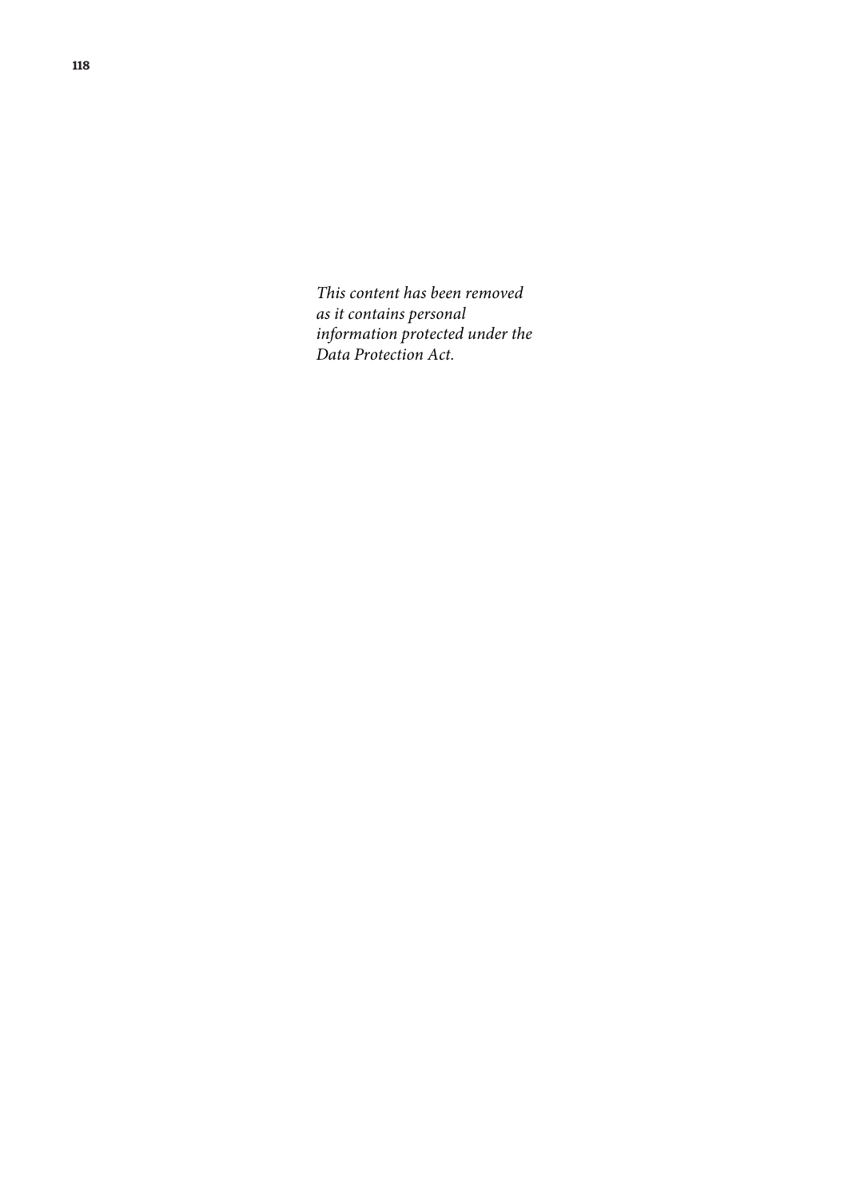*This content has been removed as it contains personal information protected under the Data Protection Act.*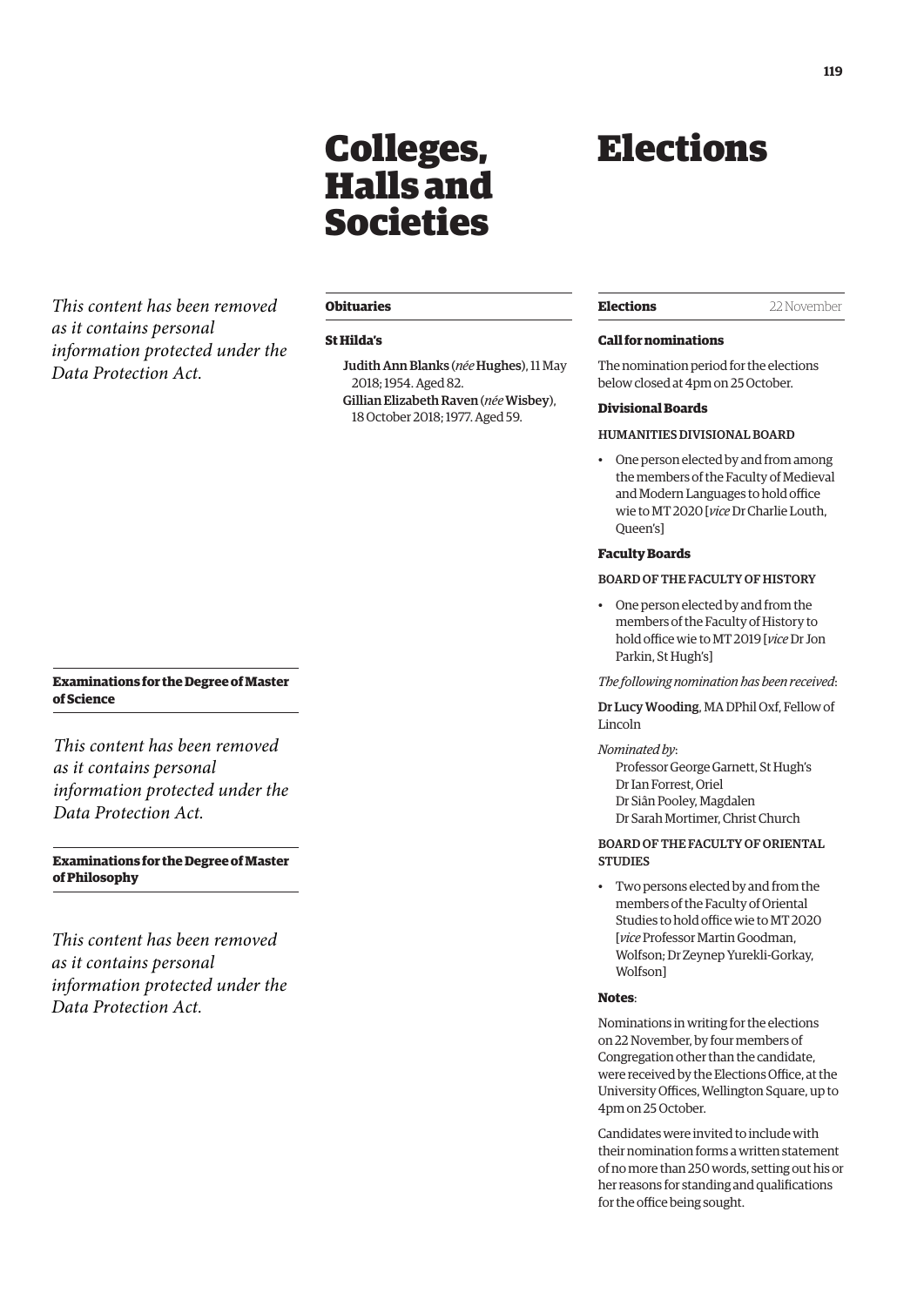*This content has been removed as it contains personal information protected under the Data Protection Act.*

### Examinations for the Degree of Master of Science

*This content has been removed as it contains personal information protected under the Data Protection Act.*

### Examinations for the Degree of Master of Philosophy

*This content has been removed as it contains personal information protected under the Data Protection Act.*

# Colleges, Halls and Societies

### Obituaries

#### St Hilda's

Judith Ann Blanks (*née* Hughes), 11 May 2018; 1954. Aged 82.

Gillian Elizabeth Raven (*née* Wisbey), 18 October 2018; 1977. Aged 59.

# Elections

### Elections — 22 November

#### Call for nominations

The nomination period for the elections below closed at 4pm on 25 October.

**Divisional Boards**

HUMANITIES DIVISIONAL BOARD

- One person elected by and from among the members of the Faculty of Medieval and Modern Languages to hold office wie to MT 2020 [*vice* Dr Charlie Louth, Queen's]

**Faculty Boards**

BOARD OF THE FACULTY OF HISTORY

- One person elected by and from the members of the Faculty of History to hold office wie to MT 2019 [*vice* Dr Jon Parkin, St Hugh's]

*The following nomination has been received*:

**Dr Lucy Wooding**, MA DPhil Oxf, Fellow of Lincoln

*Nominated by*:

Professor George Garnett, St Hugh's
Dr Ian Forrest, Oriel
Dr Siân Pooley, Magdalen
Dr Sarah Mortimer, Christ Church

BOARD OF THE FACULTY OF ORIENTAL STUDIES

- Two persons elected by and from the members of the Faculty of Oriental Studies to hold office wie to MT 2020 [*vice* Professor Martin Goodman, Wolfson; Dr Zeynep Yurekli-Gorkay, Wolfson]

**Notes**:

Nominations in writing for the elections on 22 November, by four members of Congregation other than the candidate, were received by the Elections Office, at the University Offices, Wellington Square, up to 4pm on 25 October.

Candidates were invited to include with their nomination forms a written statement of no more than 250 words, setting out his or her reasons for standing and qualifications for the office being sought.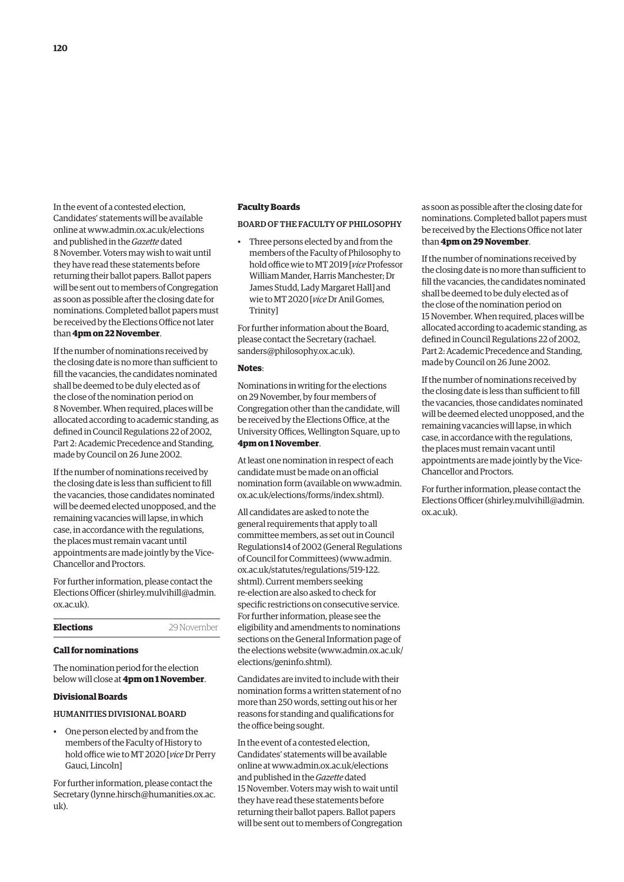In the event of a contested election, Candidates' statements will be available online at www.admin.ox.ac.uk/elections and published in the *Gazette* dated 8 November. Voters may wish to wait until they have read these statements before returning their ballot papers. Ballot papers will be sent out to members of Congregation as soon as possible after the closing date for nominations. Completed ballot papers must be received by the Elections Office not later than **4pm on 22 November**.

If the number of nominations received by the closing date is no more than sufficient to fill the vacancies, the candidates nominated shall be deemed to be duly elected as of the close of the nomination period on 8 November. When required, places will be allocated according to academic standing, as defined in Council Regulations 22 of 2002, Part 2: Academic Precedence and Standing, made by Council on 26 June 2002.

If the number of nominations received by the closing date is less than sufficient to fill the vacancies, those candidates nominated will be deemed elected unopposed, and the remaining vacancies will lapse, in which case, in accordance with the regulations, the places must remain vacant until appointments are made jointly by the Vice-Chancellor and Proctors.

For further information, please contact the Elections Officer (shirley.mulvihill@admin.ox.ac.uk).

## Elections — 29 November

### Call for nominations

The nomination period for the election below will close at **4pm on 1 November**.

### Divisional Boards

#### HUMANITIES DIVISIONAL BOARD

- One person elected by and from the members of the Faculty of History to hold office wie to MT 2020 [*vice* Dr Perry Gauci, Lincoln]

For further information, please contact the Secretary (lynne.hirsch@humanities.ox.ac.uk).

### Faculty Boards

#### BOARD OF THE FACULTY OF PHILOSOPHY

- Three persons elected by and from the members of the Faculty of Philosophy to hold office wie to MT 2019 [*vice* Professor William Mander, Harris Manchester; Dr James Studd, Lady Margaret Hall] and wie to MT 2020 [*vice* Dr Anil Gomes, Trinity]

For further information about the Board, please contact the Secretary (rachael.sanders@philosophy.ox.ac.uk).

**Notes**:

Nominations in writing for the elections on 29 November, by four members of Congregation other than the candidate, will be received by the Elections Office, at the University Offices, Wellington Square, up to **4pm on 1 November**.

At least one nomination in respect of each candidate must be made on an official nomination form (available on www.admin.ox.ac.uk/elections/forms/index.shtml).

All candidates are asked to note the general requirements that apply to all committee members, as set out in Council Regulations14 of 2002 (General Regulations of Council for Committees) (www.admin.ox.ac.uk/statutes/regulations/519-122.shtml). Current members seeking re-election are also asked to check for specific restrictions on consecutive service. For further information, please see the eligibility and amendments to nominations sections on the General Information page of the elections website (www.admin.ox.ac.uk/elections/geninfo.shtml).

Candidates are invited to include with their nomination forms a written statement of no more than 250 words, setting out his or her reasons for standing and qualifications for the office being sought.

In the event of a contested election, Candidates' statements will be available online at www.admin.ox.ac.uk/elections and published in the *Gazette* dated 15 November. Voters may wish to wait until they have read these statements before returning their ballot papers. Ballot papers will be sent out to members of Congregation as soon as possible after the closing date for nominations. Completed ballot papers must be received by the Elections Office not later than **4pm on 29 November**.

If the number of nominations received by the closing date is no more than sufficient to fill the vacancies, the candidates nominated shall be deemed to be duly elected as of the close of the nomination period on 15 November. When required, places will be allocated according to academic standing, as defined in Council Regulations 22 of 2002, Part 2: Academic Precedence and Standing, made by Council on 26 June 2002.

If the number of nominations received by the closing date is less than sufficient to fill the vacancies, those candidates nominated will be deemed elected unopposed, and the remaining vacancies will lapse, in which case, in accordance with the regulations, the places must remain vacant until appointments are made jointly by the Vice-Chancellor and Proctors.

For further information, please contact the Elections Officer (shirley.mulvihill@admin.ox.ac.uk).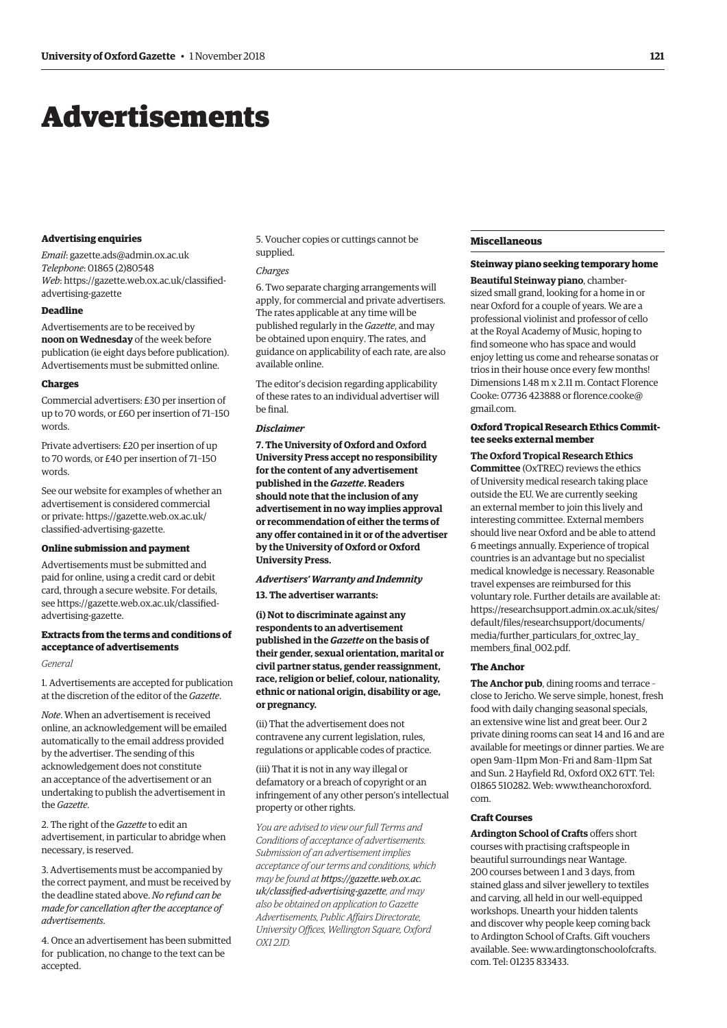# Advertisements

#### Advertising enquiries

*Email*: gazette.ads@admin.ox.ac.uk
*Telephone*: 01865 (2)80548
*Web*: https://gazette.web.ox.ac.uk/classified-advertising-gazette

#### Deadline

Advertisements are to be received by **noon on Wednesday** of the week before publication (ie eight days before publication). Advertisements must be submitted online.

#### Charges

Commercial advertisers: £30 per insertion of up to 70 words, or £60 per insertion of 71–150 words.

Private advertisers: £20 per insertion of up to 70 words, or £40 per insertion of 71–150 words.

See our website for examples of whether an advertisement is considered commercial or private: https://gazette.web.ox.ac.uk/classified-advertising-gazette.

#### Online submission and payment

Advertisements must be submitted and paid for online, using a credit card or debit card, through a secure website. For details, see https://gazette.web.ox.ac.uk/classified-advertising-gazette.

#### Extracts from the terms and conditions of acceptance of advertisements

*General*

1. Advertisements are accepted for publication at the discretion of the editor of the *Gazette*.

*Note*. When an advertisement is received online, an acknowledgement will be emailed automatically to the email address provided by the advertiser. The sending of this acknowledgement does not constitute an acceptance of the advertisement or an undertaking to publish the advertisement in the *Gazette*.

2. The right of the *Gazette* to edit an advertisement, in particular to abridge when necessary, is reserved.

3. Advertisements must be accompanied by the correct payment, and must be received by the deadline stated above. *No refund can be made for cancellation after the acceptance of advertisements*.

4. Once an advertisement has been submitted for publication, no change to the text can be accepted.

5. Voucher copies or cuttings cannot be supplied.

*Charges*

6. Two separate charging arrangements will apply, for commercial and private advertisers. The rates applicable at any time will be published regularly in the *Gazette*, and may be obtained upon enquiry. The rates, and guidance on applicability of each rate, are also available online.

The editor's decision regarding applicability of these rates to an individual advertiser will be final.

***Disclaimer***

**7. The University of Oxford and Oxford University Press accept no responsibility for the content of any advertisement published in the *Gazette*. Readers should note that the inclusion of any advertisement in no way implies approval or recommendation of either the terms of any offer contained in it or of the advertiser by the University of Oxford or Oxford University Press.**

***Advertisers' Warranty and Indemnity***

**13. The advertiser warrants:**

**(i) Not to discriminate against any respondents to an advertisement published in the *Gazette* on the basis of their gender, sexual orientation, marital or civil partner status, gender reassignment, race, religion or belief, colour, nationality, ethnic or national origin, disability or age, or pregnancy.**

(ii) That the advertisement does not contravene any current legislation, rules, regulations or applicable codes of practice.

(iii) That it is not in any way illegal or defamatory or a breach of copyright or an infringement of any other person's intellectual property or other rights.

*You are advised to view our full Terms and Conditions of acceptance of advertisements. Submission of an advertisement implies acceptance of our terms and conditions, which may be found at **https://gazette.web.ox.ac.uk/classified-advertising-gazette**, and may also be obtained on application to Gazette Advertisements, Public Affairs Directorate, University Offices, Wellington Square, Oxford OX1 2JD.*

## Miscellaneous

#### Steinway piano seeking temporary home

**Beautiful Steinway piano**, chamber-sized small grand, looking for a home in or near Oxford for a couple of years. We are a professional violinist and professor of cello at the Royal Academy of Music, hoping to find someone who has space and would enjoy letting us come and rehearse sonatas or trios in their house once every few months! Dimensions 1.48 m x 2.11 m. Contact Florence Cooke: 07736 423888 or florence.cooke@gmail.com.

#### Oxford Tropical Research Ethics Committee seeks external member

**The Oxford Tropical Research Ethics Committee** (OxTREC) reviews the ethics of University medical research taking place outside the EU. We are currently seeking an external member to join this lively and interesting committee. External members should live near Oxford and be able to attend 6 meetings annually. Experience of tropical countries is an advantage but no specialist medical knowledge is necessary. Reasonable travel expenses are reimbursed for this voluntary role. Further details are available at: https://researchsupport.admin.ox.ac.uk/sites/default/files/researchsupport/documents/media/further_particulars_for_oxtrec_lay_members_final_002.pdf.

#### The Anchor

**The Anchor pub**, dining rooms and terrace – close to Jericho. We serve simple, honest, fresh food with daily changing seasonal specials, an extensive wine list and great beer. Our 2 private dining rooms can seat 14 and 16 and are available for meetings or dinner parties. We are open 9am–11pm Mon–Fri and 8am–11pm Sat and Sun. 2 Hayfield Rd, Oxford OX2 6TT. Tel: 01865 510282. Web: www.theanchoroxford.com.

#### Craft Courses

**Ardington School of Crafts** offers short courses with practising craftspeople in beautiful surroundings near Wantage. 200 courses between 1 and 3 days, from stained glass and silver jewellery to textiles and carving, all held in our well-equipped workshops. Unearth your hidden talents and discover why people keep coming back to Ardington School of Crafts. Gift vouchers available. See: www.ardingtonschoolofcrafts.com. Tel: 01235 833433.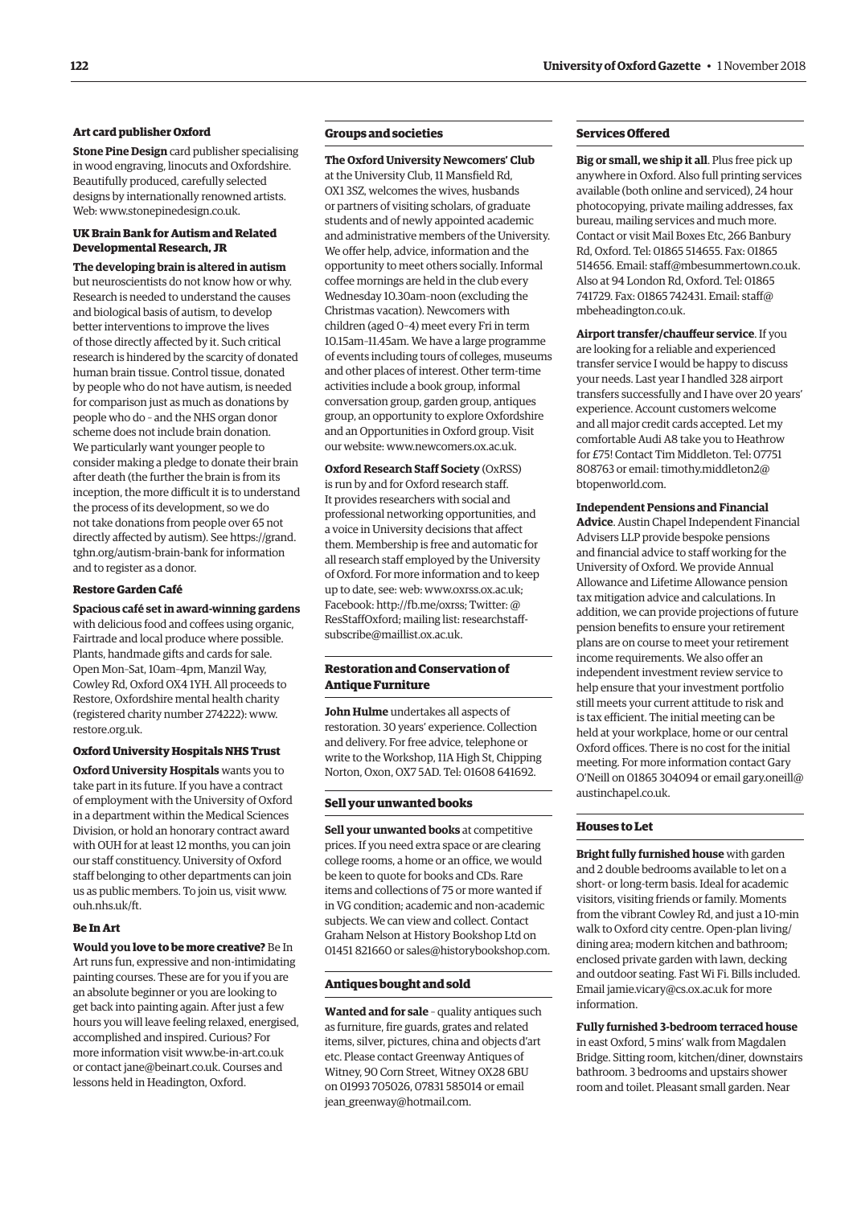### Art card publisher Oxford

**Stone Pine Design** card publisher specialising in wood engraving, linocuts and Oxfordshire. Beautifully produced, carefully selected designs by internationally renowned artists. Web: www.stonepinedesign.co.uk.

### UK Brain Bank for Autism and Related Developmental Research, JR

**The developing brain is altered in autism** but neuroscientists do not know how or why. Research is needed to understand the causes and biological basis of autism, to develop better interventions to improve the lives of those directly affected by it. Such critical research is hindered by the scarcity of donated human brain tissue. Control tissue, donated by people who do not have autism, is needed for comparison just as much as donations by people who do – and the NHS organ donor scheme does not include brain donation. We particularly want younger people to consider making a pledge to donate their brain after death (the further the brain is from its inception, the more difficult it is to understand the process of its development, so we do not take donations from people over 65 not directly affected by autism). See https://grand.tghn.org/autism-brain-bank for information and to register as a donor.

### Restore Garden Café

**Spacious café set in award-winning gardens** with delicious food and coffees using organic, Fairtrade and local produce where possible. Plants, handmade gifts and cards for sale. Open Mon–Sat, 10am–4pm, Manzil Way, Cowley Rd, Oxford OX4 1YH. All proceeds to Restore, Oxfordshire mental health charity (registered charity number 274222): www.restore.org.uk.

### Oxford University Hospitals NHS Trust

**Oxford University Hospitals** wants you to take part in its future. If you have a contract of employment with the University of Oxford in a department within the Medical Sciences Division, or hold an honorary contract award with OUH for at least 12 months, you can join our staff constituency. University of Oxford staff belonging to other departments can join us as public members. To join us, visit www.ouh.nhs.uk/ft.

### Be In Art

**Would you love to be more creative?** Be In Art runs fun, expressive and non-intimidating painting courses. These are for you if you are an absolute beginner or you are looking to get back into painting again. After just a few hours you will leave feeling relaxed, energised, accomplished and inspired. Curious? For more information visit www.be-in-art.co.uk or contact jane@beinart.co.uk. Courses and lessons held in Headington, Oxford.

## Groups and societies

**The Oxford University Newcomers' Club** at the University Club, 11 Mansfield Rd, OX1 3SZ, welcomes the wives, husbands or partners of visiting scholars, of graduate students and of newly appointed academic and administrative members of the University. We offer help, advice, information and the opportunity to meet others socially. Informal coffee mornings are held in the club every Wednesday 10.30am–noon (excluding the Christmas vacation). Newcomers with children (aged 0–4) meet every Fri in term 10.15am–11.45am. We have a large programme of events including tours of colleges, museums and other places of interest. Other term-time activities include a book group, informal conversation group, garden group, antiques group, an opportunity to explore Oxfordshire and an Opportunities in Oxford group. Visit our website: www.newcomers.ox.ac.uk.

**Oxford Research Staff Society** (OxRSS) is run by and for Oxford research staff. It provides researchers with social and professional networking opportunities, and a voice in University decisions that affect them. Membership is free and automatic for all research staff employed by the University of Oxford. For more information and to keep up to date, see: web: www.oxrss.ox.ac.uk; Facebook: http://fb.me/oxrss; Twitter: @ResStaffOxford; mailing list: researchstaff-subscribe@maillist.ox.ac.uk.

## Restoration and Conservation of Antique Furniture

**John Hulme** undertakes all aspects of restoration. 30 years' experience. Collection and delivery. For free advice, telephone or write to the Workshop, 11A High St, Chipping Norton, Oxon, OX7 5AD. Tel: 01608 641692.

## Sell your unwanted books

**Sell your unwanted books** at competitive prices. If you need extra space or are clearing college rooms, a home or an office, we would be keen to quote for books and CDs. Rare items and collections of 75 or more wanted if in VG condition; academic and non-academic subjects. We can view and collect. Contact Graham Nelson at History Bookshop Ltd on 01451 821660 or sales@historybookshop.com.

## Antiques bought and sold

**Wanted and for sale** – quality antiques such as furniture, fire guards, grates and related items, silver, pictures, china and objects d'art etc. Please contact Greenway Antiques of Witney, 90 Corn Street, Witney OX28 6BU on 01993 705026, 07831 585014 or email jean_greenway@hotmail.com.

## Services Offered

**Big or small, we ship it all**. Plus free pick up anywhere in Oxford. Also full printing services available (both online and serviced), 24 hour photocopying, private mailing addresses, fax bureau, mailing services and much more. Contact or visit Mail Boxes Etc, 266 Banbury Rd, Oxford. Tel: 01865 514655. Fax: 01865 514656. Email: staff@mbesummertown.co.uk. Also at 94 London Rd, Oxford. Tel: 01865 741729. Fax: 01865 742431. Email: staff@mbeheadington.co.uk.

**Airport transfer/chauffeur service**. If you are looking for a reliable and experienced transfer service I would be happy to discuss your needs. Last year I handled 328 airport transfers successfully and I have over 20 years' experience. Account customers welcome and all major credit cards accepted. Let my comfortable Audi A8 take you to Heathrow for £75! Contact Tim Middleton. Tel: 07751 808763 or email: timothy.middleton2@btopenworld.com.

**Independent Pensions and Financial Advice**. Austin Chapel Independent Financial Advisers LLP provide bespoke pensions and financial advice to staff working for the University of Oxford. We provide Annual Allowance and Lifetime Allowance pension tax mitigation advice and calculations. In addition, we can provide projections of future pension benefits to ensure your retirement plans are on course to meet your retirement income requirements. We also offer an independent investment review service to help ensure that your investment portfolio still meets your current attitude to risk and is tax efficient. The initial meeting can be held at your workplace, home or our central Oxford offices. There is no cost for the initial meeting. For more information contact Gary O'Neill on 01865 304094 or email gary.oneill@austinchapel.co.uk.

## Houses to Let

**Bright fully furnished house** with garden and 2 double bedrooms available to let on a short- or long-term basis. Ideal for academic visitors, visiting friends or family. Moments from the vibrant Cowley Rd, and just a 10-min walk to Oxford city centre. Open-plan living/dining area; modern kitchen and bathroom; enclosed private garden with lawn, decking and outdoor seating. Fast Wi Fi. Bills included. Email jamie.vicary@cs.ox.ac.uk for more information.

**Fully furnished 3-bedroom terraced house** in east Oxford, 5 mins' walk from Magdalen Bridge. Sitting room, kitchen/diner, downstairs bathroom. 3 bedrooms and upstairs shower room and toilet. Pleasant small garden. Near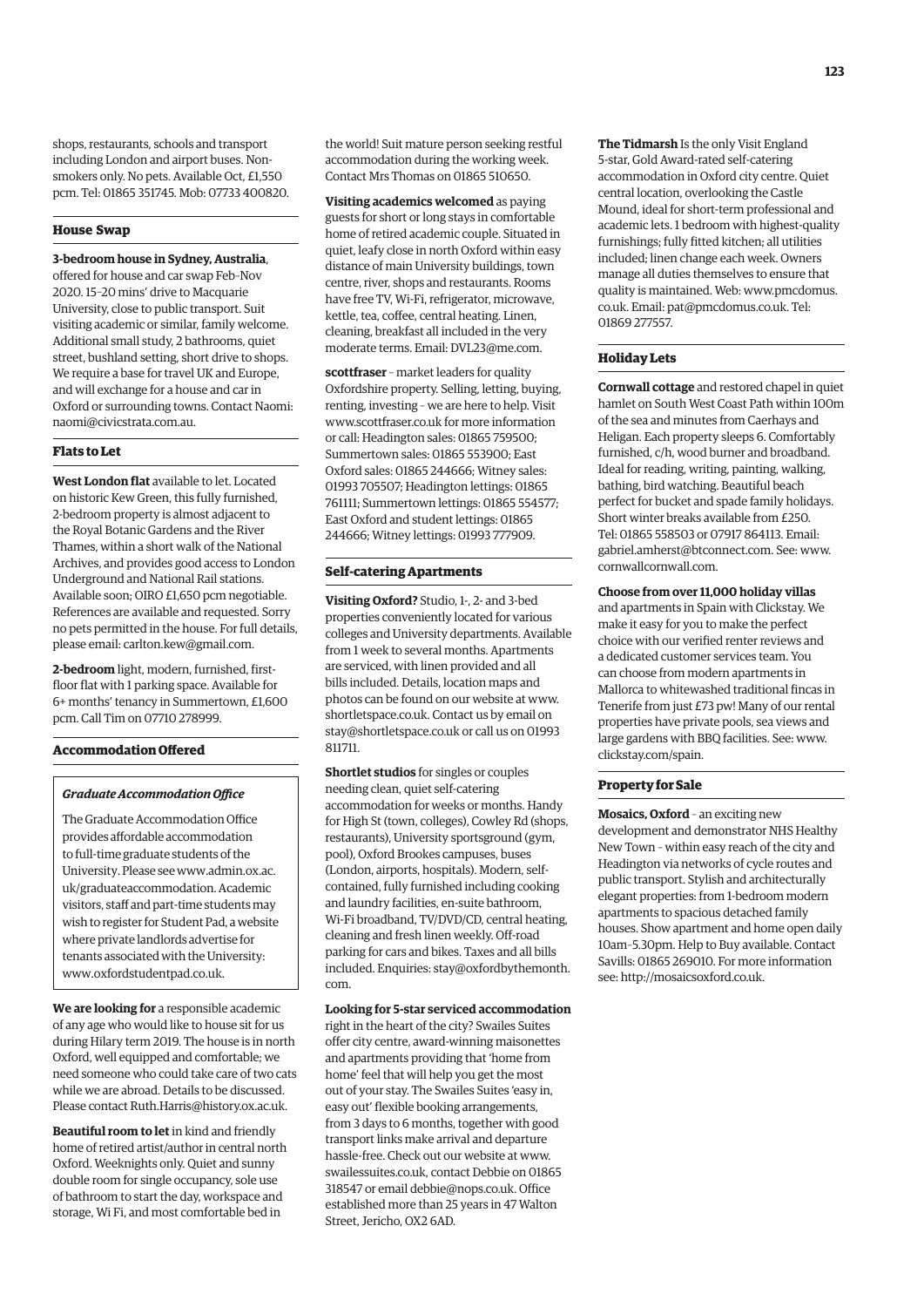shops, restaurants, schools and transport including London and airport buses. Non-smokers only. No pets. Available Oct, £1,550 pcm. Tel: 01865 351745. Mob: 07733 400820.

## House Swap

**3-bedroom house in Sydney, Australia**, offered for house and car swap Feb–Nov 2020. 15–20 mins' drive to Macquarie University, close to public transport. Suit visiting academic or similar, family welcome. Additional small study, 2 bathrooms, quiet street, bushland setting, short drive to shops. We require a base for travel UK and Europe, and will exchange for a house and car in Oxford or surrounding towns. Contact Naomi: naomi@civicstrata.com.au.

## Flats to Let

**West London flat** available to let. Located on historic Kew Green, this fully furnished, 2-bedroom property is almost adjacent to the Royal Botanic Gardens and the River Thames, within a short walk of the National Archives, and provides good access to London Underground and National Rail stations. Available soon; OIRO £1,650 pcm negotiable. References are available and requested. Sorry no pets permitted in the house. For full details, please email: carlton.kew@gmail.com.

**2-bedroom** light, modern, furnished, first-floor flat with 1 parking space. Available for 6+ months' tenancy in Summertown, £1,600 pcm. Call Tim on 07710 278999.

## Accommodation Offered

***Graduate Accommodation Office***

The Graduate Accommodation Office provides affordable accommodation to full-time graduate students of the University. Please see www.admin.ox.ac.uk/graduateaccommodation. Academic visitors, staff and part-time students may wish to register for Student Pad, a website where private landlords advertise for tenants associated with the University: www.oxfordstudentpad.co.uk.

**We are looking for** a responsible academic of any age who would like to house sit for us during Hilary term 2019. The house is in north Oxford, well equipped and comfortable; we need someone who could take care of two cats while we are abroad. Details to be discussed. Please contact Ruth.Harris@history.ox.ac.uk.

**Beautiful room to let** in kind and friendly home of retired artist/author in central north Oxford. Weeknights only. Quiet and sunny double room for single occupancy, sole use of bathroom to start the day, workspace and storage, Wi Fi, and most comfortable bed in the world! Suit mature person seeking restful accommodation during the working week. Contact Mrs Thomas on 01865 510650.

**Visiting academics welcomed** as paying guests for short or long stays in comfortable home of retired academic couple. Situated in quiet, leafy close in north Oxford within easy distance of main University buildings, town centre, river, shops and restaurants. Rooms have free TV, Wi-Fi, refrigerator, microwave, kettle, tea, coffee, central heating. Linen, cleaning, breakfast all included in the very moderate terms. Email: DVL23@me.com.

**scottfraser** – market leaders for quality Oxfordshire property. Selling, letting, buying, renting, investing – we are here to help. Visit www.scottfraser.co.uk for more information or call: Headington sales: 01865 759500; Summertown sales: 01865 553900; East Oxford sales: 01865 244666; Witney sales: 01993 705507; Headington lettings: 01865 761111; Summertown lettings: 01865 554577; East Oxford and student lettings: 01865 244666; Witney lettings: 01993 777909.

## Self-catering Apartments

**Visiting Oxford?** Studio, 1-, 2- and 3-bed properties conveniently located for various colleges and University departments. Available from 1 week to several months. Apartments are serviced, with linen provided and all bills included. Details, location maps and photos can be found on our website at www.shortletspace.co.uk. Contact us by email on stay@shortletspace.co.uk or call us on 01993 811711.

**Shortlet studios** for singles or couples needing clean, quiet self-catering accommodation for weeks or months. Handy for High St (town, colleges), Cowley Rd (shops, restaurants), University sportsground (gym, pool), Oxford Brookes campuses, buses (London, airports, hospitals). Modern, self-contained, fully furnished including cooking and laundry facilities, en-suite bathroom, Wi-Fi broadband, TV/DVD/CD, central heating, cleaning and fresh linen weekly. Off-road parking for cars and bikes. Taxes and all bills included. Enquiries: stay@oxfordbythemonth.com.

**Looking for 5-star serviced accommodation** right in the heart of the city? Swailes Suites offer city centre, award-winning maisonettes and apartments providing that 'home from home' feel that will help you get the most out of your stay. The Swailes Suites 'easy in, easy out' flexible booking arrangements, from 3 days to 6 months, together with good transport links make arrival and departure hassle-free. Check out our website at www.swailessuites.co.uk, contact Debbie on 01865 318547 or email debbie@nops.co.uk. Office established more than 25 years in 47 Walton Street, Jericho, OX2 6AD.

**The Tidmarsh** Is the only Visit England 5-star, Gold Award-rated self-catering accommodation in Oxford city centre. Quiet central location, overlooking the Castle Mound, ideal for short-term professional and academic lets. 1 bedroom with highest-quality furnishings; fully fitted kitchen; all utilities included; linen change each week. Owners manage all duties themselves to ensure that quality is maintained. Web: www.pmcdomus.co.uk. Email: pat@pmcdomus.co.uk. Tel: 01869 277557.

## Holiday Lets

**Cornwall cottage** and restored chapel in quiet hamlet on South West Coast Path within 100m of the sea and minutes from Caerhays and Heligan. Each property sleeps 6. Comfortably furnished, c/h, wood burner and broadband. Ideal for reading, writing, painting, walking, bathing, bird watching. Beautiful beach perfect for bucket and spade family holidays. Short winter breaks available from £250. Tel: 01865 558503 or 07917 864113. Email: gabriel.amherst@btconnect.com. See: www.cornwallcornwall.com.

**Choose from over 11,000 holiday villas** and apartments in Spain with Clickstay. We make it easy for you to make the perfect choice with our verified renter reviews and a dedicated customer services team. You can choose from modern apartments in Mallorca to whitewashed traditional fincas in Tenerife from just £73 pw! Many of our rental properties have private pools, sea views and large gardens with BBQ facilities. See: www.clickstay.com/spain.

## Property for Sale

**Mosaics, Oxford** – an exciting new development and demonstrator NHS Healthy New Town – within easy reach of the city and Headington via networks of cycle routes and public transport. Stylish and architecturally elegant properties: from 1-bedroom modern apartments to spacious detached family houses. Show apartment and home open daily 10am–5.30pm. Help to Buy available. Contact Savills: 01865 269010. For more information see: http://mosaicsoxford.co.uk.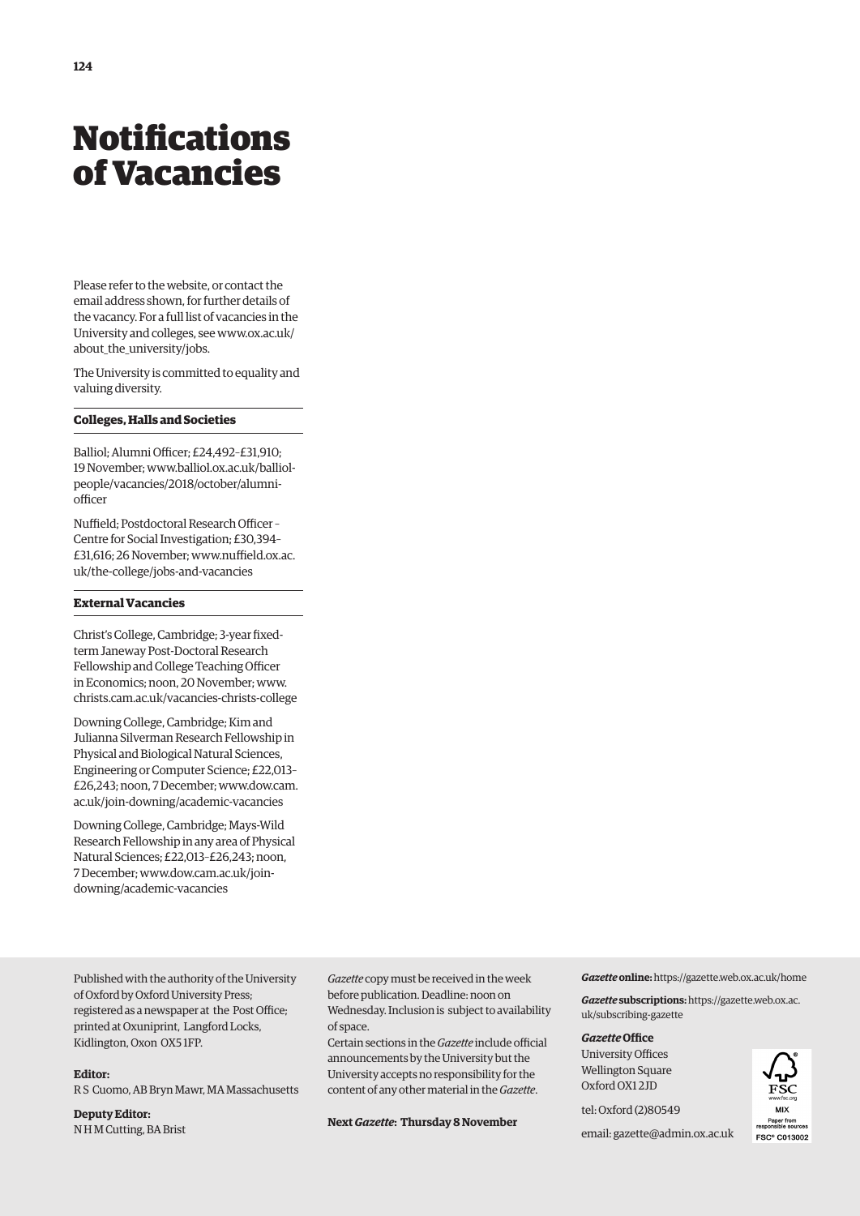# Notifications of Vacancies

Please refer to the website, or contact the email address shown, for further details of the vacancy. For a full list of vacancies in the University and colleges, see www.ox.ac.uk/about_the_university/jobs.

The University is committed to equality and valuing diversity.

### Colleges, Halls and Societies

Balliol; Alumni Officer; £24,492–£31,910; 19 November; www.balliol.ox.ac.uk/balliol-people/vacancies/2018/october/alumni-officer

Nuffield; Postdoctoral Research Officer – Centre for Social Investigation; £30,394–£31,616; 26 November; www.nuffield.ox.ac.uk/the-college/jobs-and-vacancies

### External Vacancies

Christ's College, Cambridge; 3-year fixed-term Janeway Post-Doctoral Research Fellowship and College Teaching Officer in Economics; noon, 20 November; www.christs.cam.ac.uk/vacancies-christs-college

Downing College, Cambridge; Kim and Julianna Silverman Research Fellowship in Physical and Biological Natural Sciences, Engineering or Computer Science; £22,013–£26,243; noon, 7 December; www.dow.cam.ac.uk/join-downing/academic-vacancies

Downing College, Cambridge; Mays-Wild Research Fellowship in any area of Physical Natural Sciences; £22,013–£26,243; noon, 7 December; www.dow.cam.ac.uk/join-downing/academic-vacancies

---

Published with the authority of the University of Oxford by Oxford University Press; registered as a newspaper at the Post Office; printed at Oxuniprint, Langford Locks, Kidlington, Oxon OX5 1FP.

**Editor:**
R S Cuomo, AB Bryn Mawr, MA Massachusetts

**Deputy Editor:**
N H M Cutting, BA Brist

*Gazette* copy must be received in the week before publication. Deadline: noon on Wednesday. Inclusion is subject to availability of space.
Certain sections in the *Gazette* include official announcements by the University but the University accepts no responsibility for the content of any other material in the *Gazette*.

**Next *Gazette*: Thursday 8 November**

***Gazette* online:** https://gazette.web.ox.ac.uk/home

***Gazette* subscriptions:** https://gazette.web.ox.ac.uk/subscribing-gazette

***Gazette* Office**
University Offices
Wellington Square
Oxford OX1 2JD

tel: Oxford (2)80549

email: gazette@admin.ox.ac.uk

FSC www.fsc.org MIX Paper from responsible sources FSC® C013002